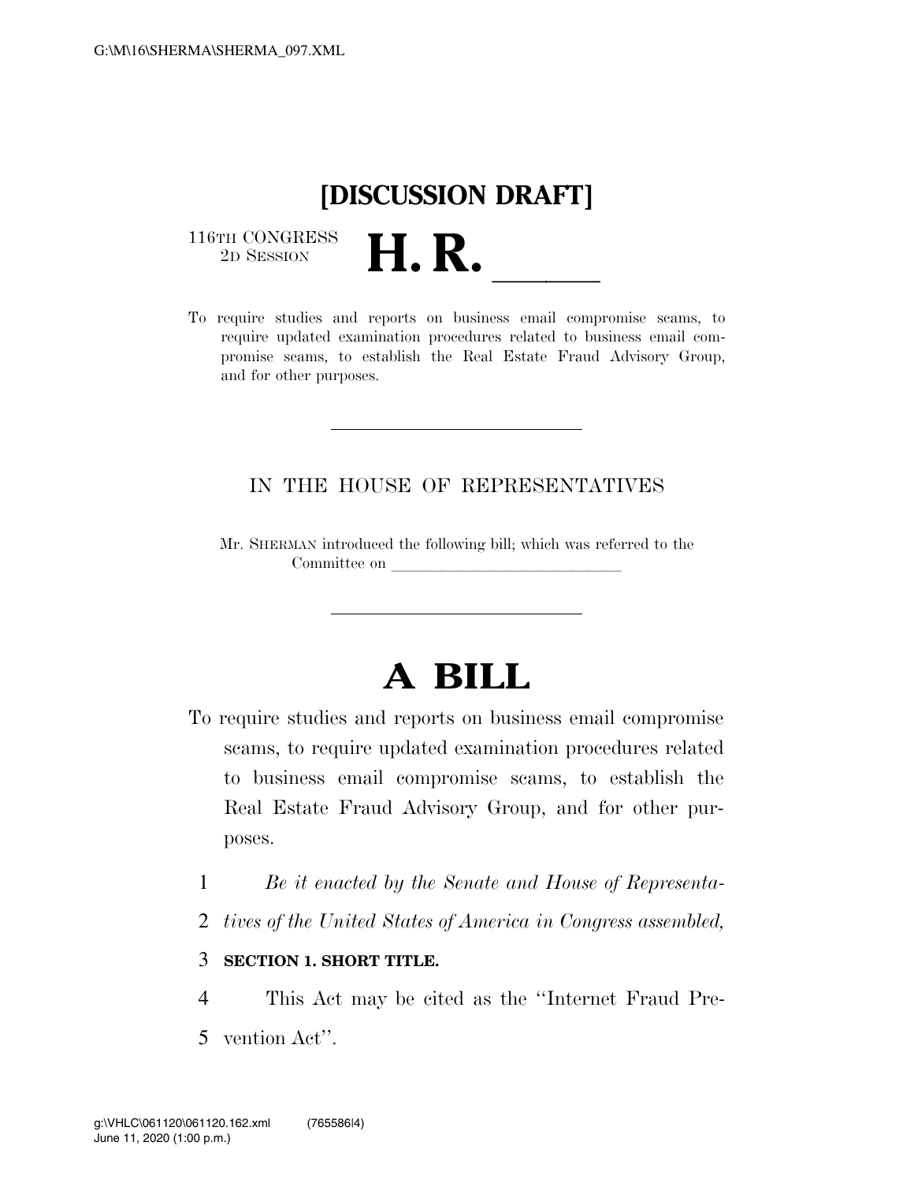# [DISCUSSION DRAFT]

116TH CONGRESS
2D SESSION

# H. R. \_\_\_\_\_

To require studies and reports on business email compromise scams, to require updated examination procedures related to business email compromise scams, to establish the Real Estate Fraud Advisory Group, and for other purposes.

---

IN THE HOUSE OF REPRESENTATIVES

Mr. SHERMAN introduced the following bill; which was referred to the Committee on \_\_\_\_\_\_\_\_\_\_\_\_\_\_\_\_\_\_\_\_\_\_\_\_\_\_\_\_

---

# A BILL

To require studies and reports on business email compromise scams, to require updated examination procedures related to business email compromise scams, to establish the Real Estate Fraud Advisory Group, and for other purposes.

1 *Be it enacted by the Senate and House of Representa-*
2 *tives of the United States of America in Congress assembled,*

3 **SECTION 1. SHORT TITLE.**

4 This Act may be cited as the ''Internet Fraud Pre-
5 vention Act''.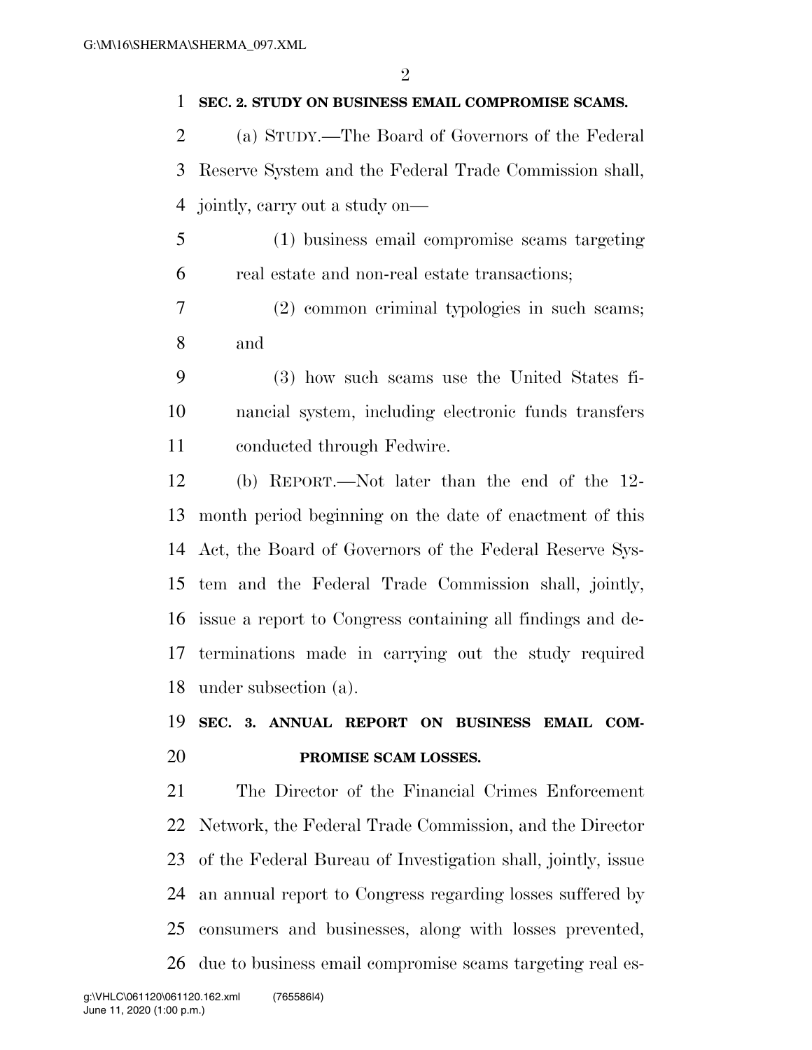**SEC. 2. STUDY ON BUSINESS EMAIL COMPROMISE SCAMS.**

(a) STUDY.—The Board of Governors of the Federal Reserve System and the Federal Trade Commission shall, jointly, carry out a study on—

(1) business email compromise scams targeting real estate and non-real estate transactions;

(2) common criminal typologies in such scams; and

(3) how such scams use the United States financial system, including electronic funds transfers conducted through Fedwire.

(b) REPORT.—Not later than the end of the 12-month period beginning on the date of enactment of this Act, the Board of Governors of the Federal Reserve System and the Federal Trade Commission shall, jointly, issue a report to Congress containing all findings and determinations made in carrying out the study required under subsection (a).

**SEC. 3. ANNUAL REPORT ON BUSINESS EMAIL COMPROMISE SCAM LOSSES.**

The Director of the Financial Crimes Enforcement Network, the Federal Trade Commission, and the Director of the Federal Bureau of Investigation shall, jointly, issue an annual report to Congress regarding losses suffered by consumers and businesses, along with losses prevented, due to business email compromise scams targeting real es-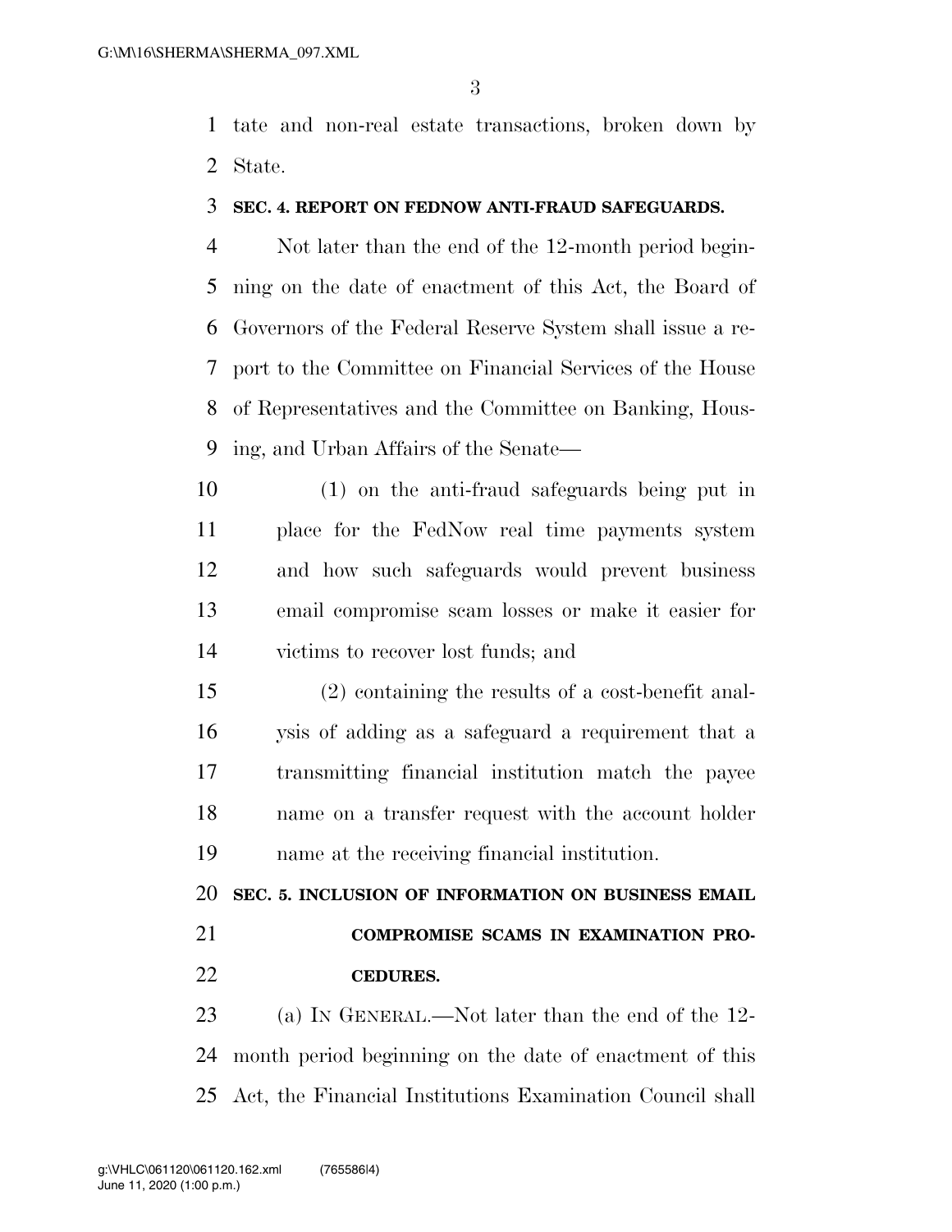tate and non-real estate transactions, broken down by State.

**SEC. 4. REPORT ON FEDNOW ANTI-FRAUD SAFEGUARDS.**

Not later than the end of the 12-month period beginning on the date of enactment of this Act, the Board of Governors of the Federal Reserve System shall issue a report to the Committee on Financial Services of the House of Representatives and the Committee on Banking, Housing, and Urban Affairs of the Senate—

(1) on the anti-fraud safeguards being put in place for the FedNow real time payments system and how such safeguards would prevent business email compromise scam losses or make it easier for victims to recover lost funds; and

(2) containing the results of a cost-benefit analysis of adding as a safeguard a requirement that a transmitting financial institution match the payee name on a transfer request with the account holder name at the receiving financial institution.

**SEC. 5. INCLUSION OF INFORMATION ON BUSINESS EMAIL COMPROMISE SCAMS IN EXAMINATION PROCEDURES.**

(a) IN GENERAL.—Not later than the end of the 12-month period beginning on the date of enactment of this Act, the Financial Institutions Examination Council shall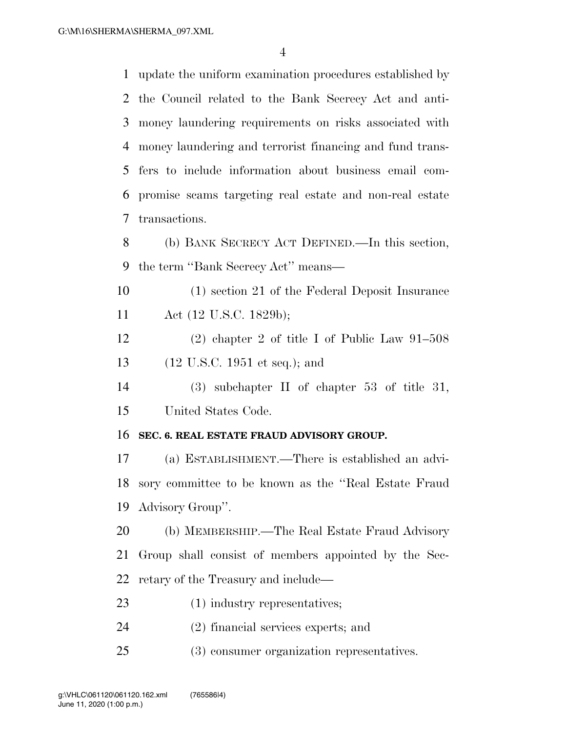update the uniform examination procedures established by the Council related to the Bank Secrecy Act and anti-money laundering requirements on risks associated with money laundering and terrorist financing and fund transfers to include information about business email compromise scams targeting real estate and non-real estate transactions.

(b) BANK SECRECY ACT DEFINED.—In this section, the term ''Bank Secrecy Act'' means—

(1) section 21 of the Federal Deposit Insurance Act (12 U.S.C. 1829b);

(2) chapter 2 of title I of Public Law 91–508 (12 U.S.C. 1951 et seq.); and

(3) subchapter II of chapter 53 of title 31, United States Code.

**SEC. 6. REAL ESTATE FRAUD ADVISORY GROUP.**

(a) ESTABLISHMENT.—There is established an advisory committee to be known as the ''Real Estate Fraud Advisory Group''.

(b) MEMBERSHIP.—The Real Estate Fraud Advisory Group shall consist of members appointed by the Secretary of the Treasury and include—

(1) industry representatives;

(2) financial services experts; and

(3) consumer organization representatives.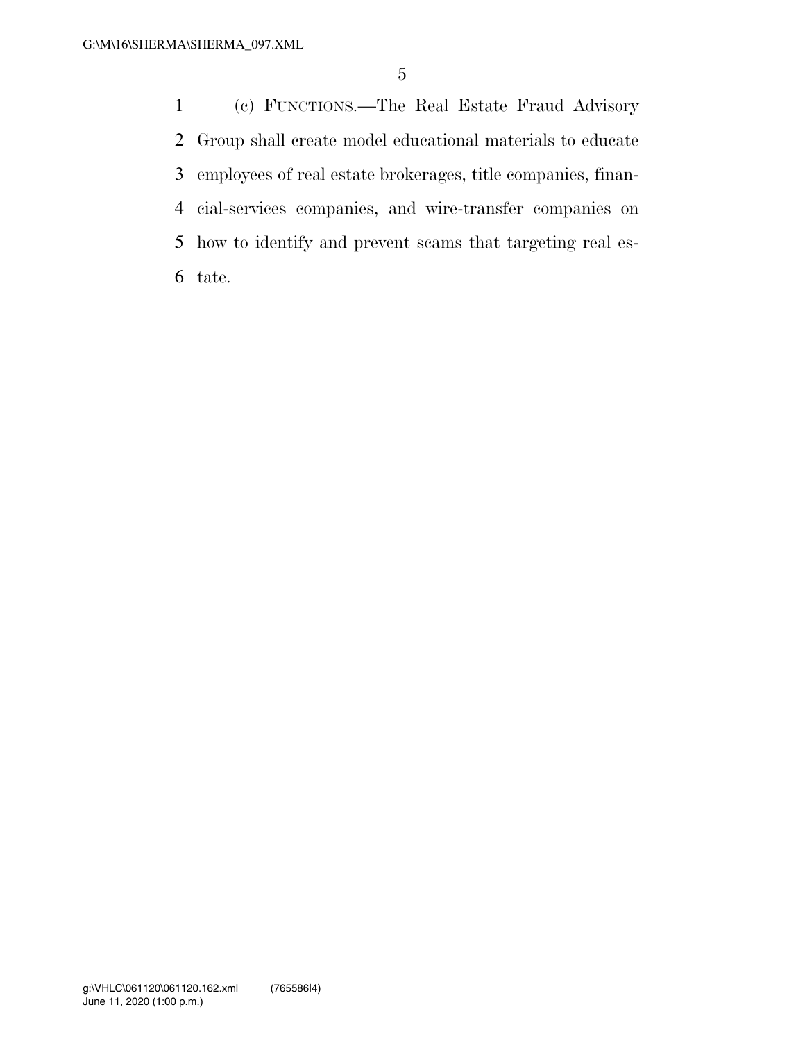(c) FUNCTIONS.—The Real Estate Fraud Advisory Group shall create model educational materials to educate employees of real estate brokerages, title companies, financial-services companies, and wire-transfer companies on how to identify and prevent scams that targeting real estate.